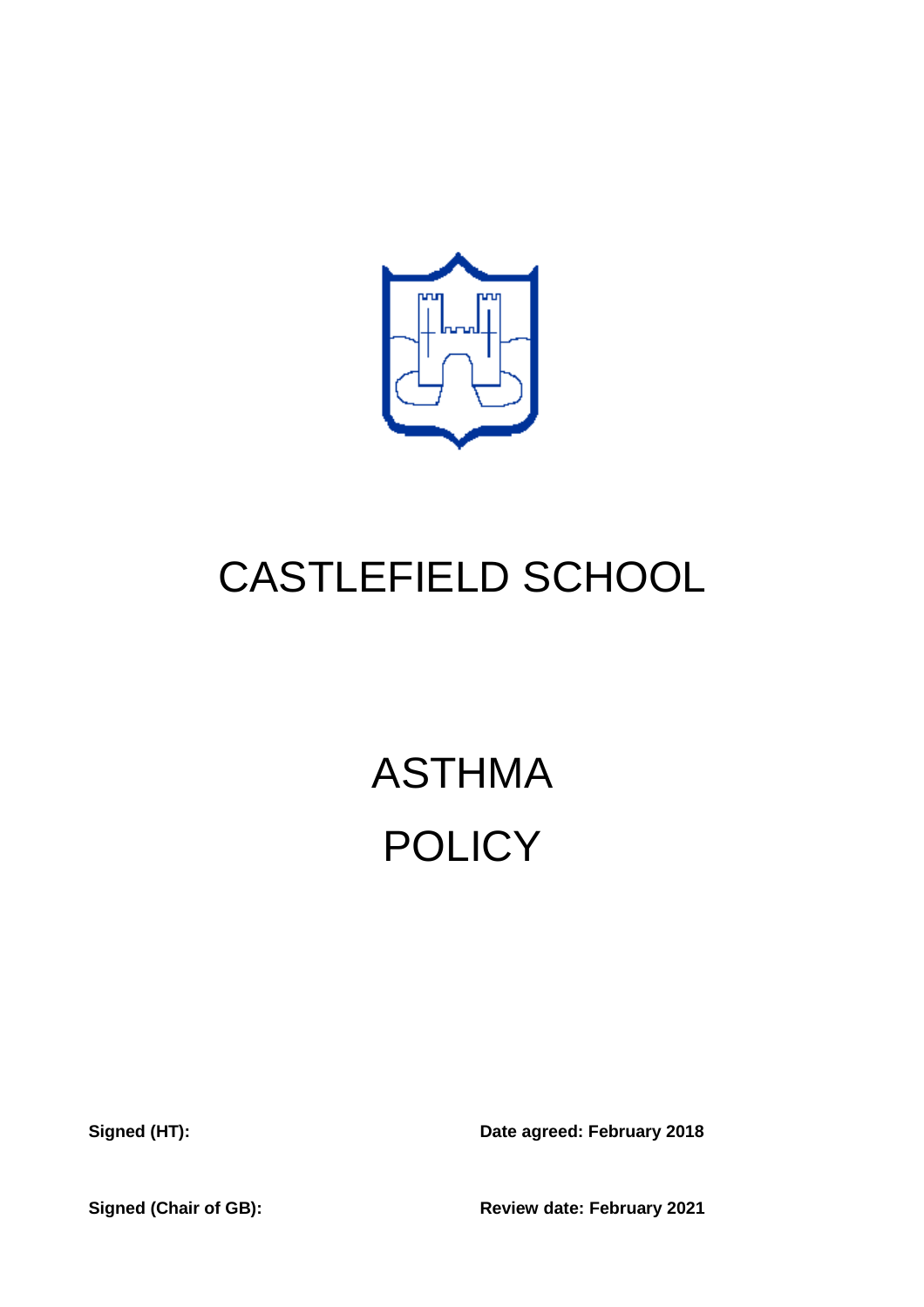# CASTLEFIELD SCHOOL

# ASTHMA POLICY

**Signed (HT):**

**Date agreed: February 2018**

**Signed (Chair of GB):**

**Review date: February 2021**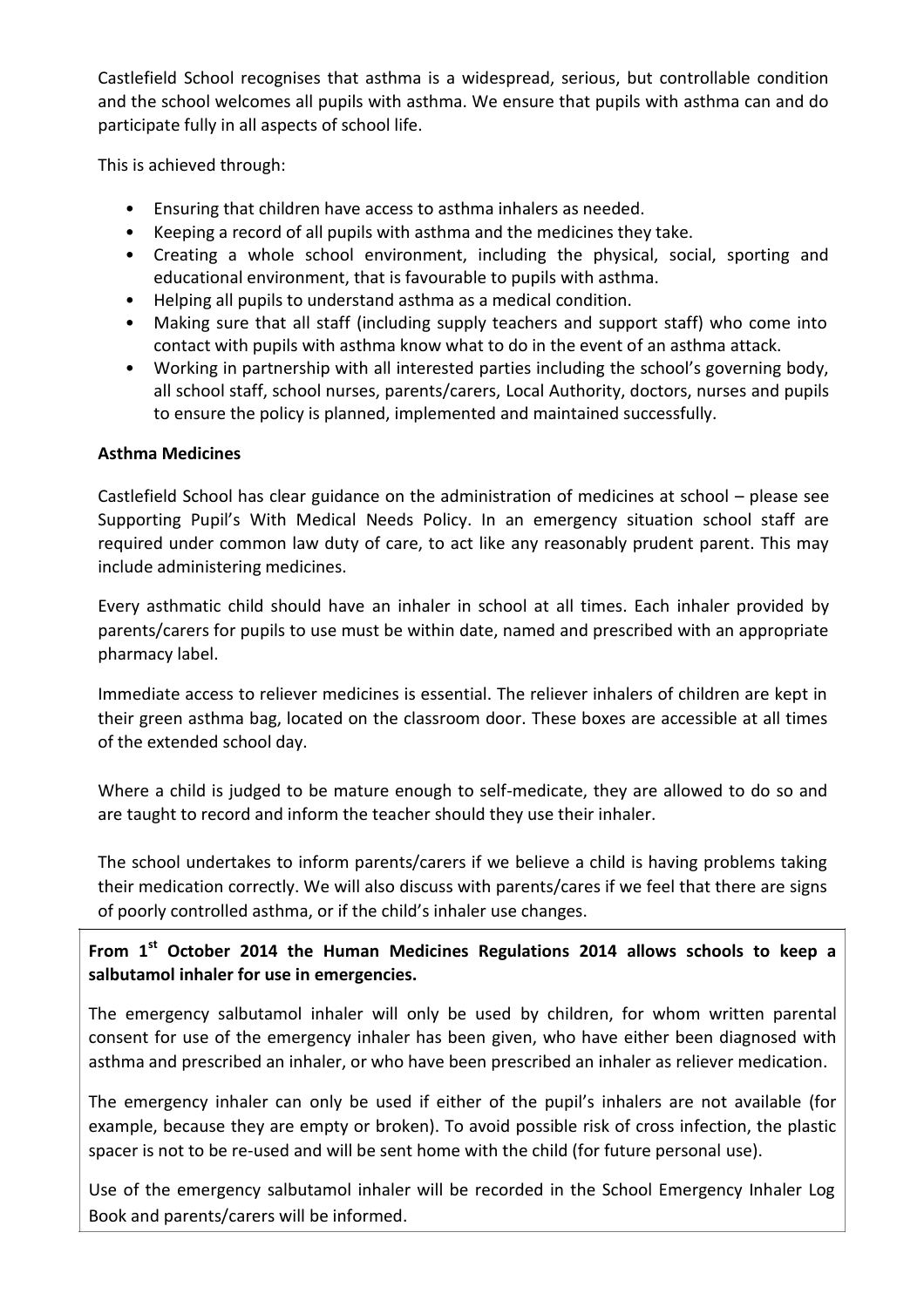Castlefield School recognises that asthma is a widespread, serious, but controllable condition and the school welcomes all pupils with asthma. We ensure that pupils with asthma can and do participate fully in all aspects of school life.

This is achieved through:

- Ensuring that children have access to asthma inhalers as needed.
- Keeping a record of all pupils with asthma and the medicines they take.
- Creating a whole school environment, including the physical, social, sporting and educational environment, that is favourable to pupils with asthma.
- Helping all pupils to understand asthma as a medical condition.
- Making sure that all staff (including supply teachers and support staff) who come into contact with pupils with asthma know what to do in the event of an asthma attack.
- Working in partnership with all interested parties including the school's governing body, all school staff, school nurses, parents/carers, Local Authority, doctors, nurses and pupils to ensure the policy is planned, implemented and maintained successfully.

**Asthma Medicines**

Castlefield School has clear guidance on the administration of medicines at school – please see Supporting Pupil's With Medical Needs Policy. In an emergency situation school staff are required under common law duty of care, to act like any reasonably prudent parent. This may include administering medicines.

Every asthmatic child should have an inhaler in school at all times. Each inhaler provided by parents/carers for pupils to use must be within date, named and prescribed with an appropriate pharmacy label.

Immediate access to reliever medicines is essential. The reliever inhalers of children are kept in their green asthma bag, located on the classroom door. These boxes are accessible at all times of the extended school day.

Where a child is judged to be mature enough to self-medicate, they are allowed to do so and are taught to record and inform the teacher should they use their inhaler.

The school undertakes to inform parents/carers if we believe a child is having problems taking their medication correctly. We will also discuss with parents/cares if we feel that there are signs of poorly controlled asthma, or if the child's inhaler use changes.

**From 1st October 2014 the Human Medicines Regulations 2014 allows schools to keep a salbutamol inhaler for use in emergencies.**

The emergency salbutamol inhaler will only be used by children, for whom written parental consent for use of the emergency inhaler has been given, who have either been diagnosed with asthma and prescribed an inhaler, or who have been prescribed an inhaler as reliever medication.

The emergency inhaler can only be used if either of the pupil's inhalers are not available (for example, because they are empty or broken). To avoid possible risk of cross infection, the plastic spacer is not to be re-used and will be sent home with the child (for future personal use).

Use of the emergency salbutamol inhaler will be recorded in the School Emergency Inhaler Log Book and parents/carers will be informed.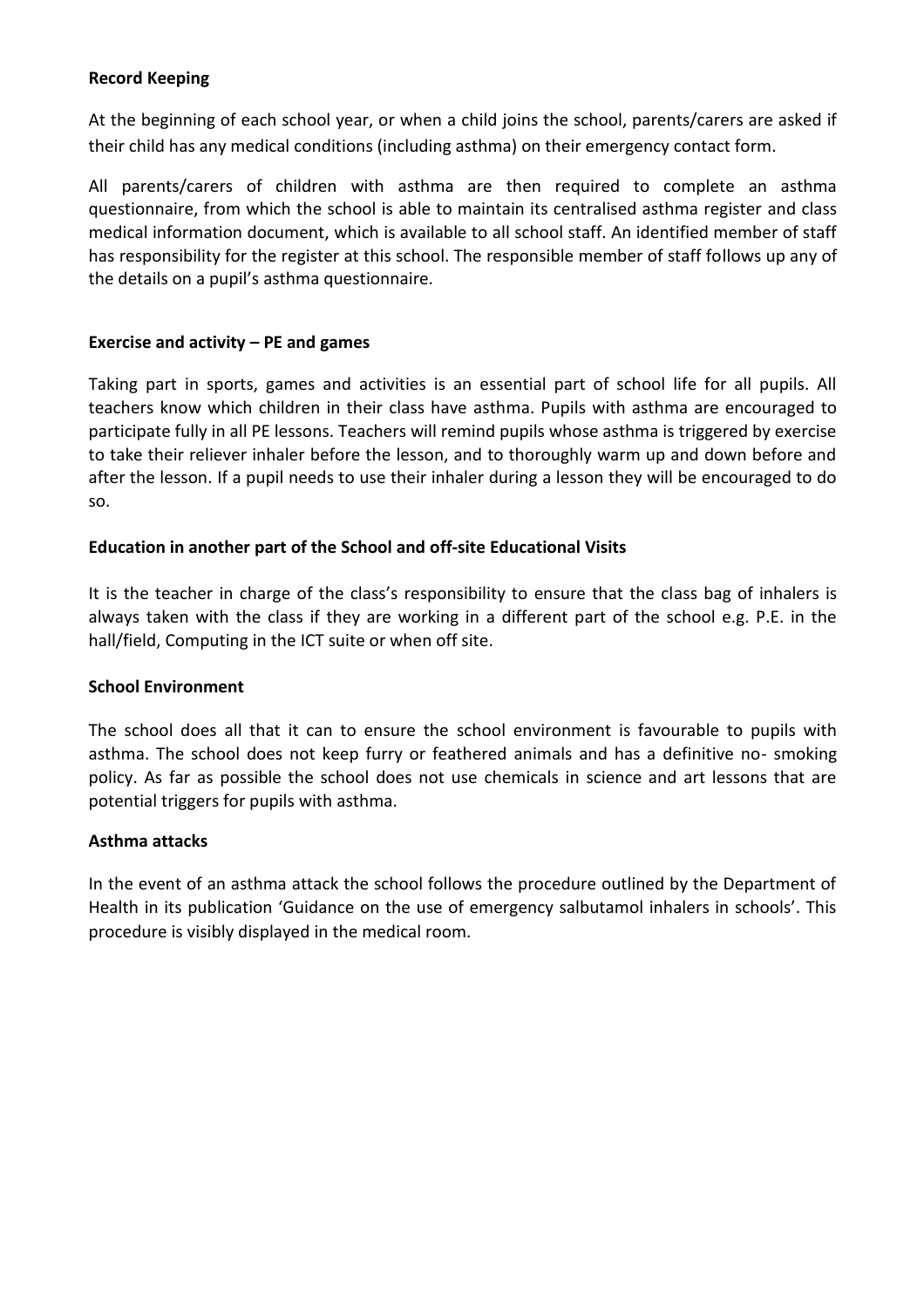**Record Keeping**

At the beginning of each school year, or when a child joins the school, parents/carers are asked if their child has any medical conditions (including asthma) on their emergency contact form.

All parents/carers of children with asthma are then required to complete an asthma questionnaire, from which the school is able to maintain its centralised asthma register and class medical information document, which is available to all school staff. An identified member of staff has responsibility for the register at this school. The responsible member of staff follows up any of the details on a pupil's asthma questionnaire.

**Exercise and activity – PE and games**

Taking part in sports, games and activities is an essential part of school life for all pupils. All teachers know which children in their class have asthma. Pupils with asthma are encouraged to participate fully in all PE lessons. Teachers will remind pupils whose asthma is triggered by exercise to take their reliever inhaler before the lesson, and to thoroughly warm up and down before and after the lesson. If a pupil needs to use their inhaler during a lesson they will be encouraged to do so.

**Education in another part of the School and off-site Educational Visits**

It is the teacher in charge of the class's responsibility to ensure that the class bag of inhalers is always taken with the class if they are working in a different part of the school e.g. P.E. in the hall/field, Computing in the ICT suite or when off site.

**School Environment**

The school does all that it can to ensure the school environment is favourable to pupils with asthma. The school does not keep furry or feathered animals and has a definitive no- smoking policy. As far as possible the school does not use chemicals in science and art lessons that are potential triggers for pupils with asthma.

**Asthma attacks**

In the event of an asthma attack the school follows the procedure outlined by the Department of Health in its publication 'Guidance on the use of emergency salbutamol inhalers in schools'. This procedure is visibly displayed in the medical room.